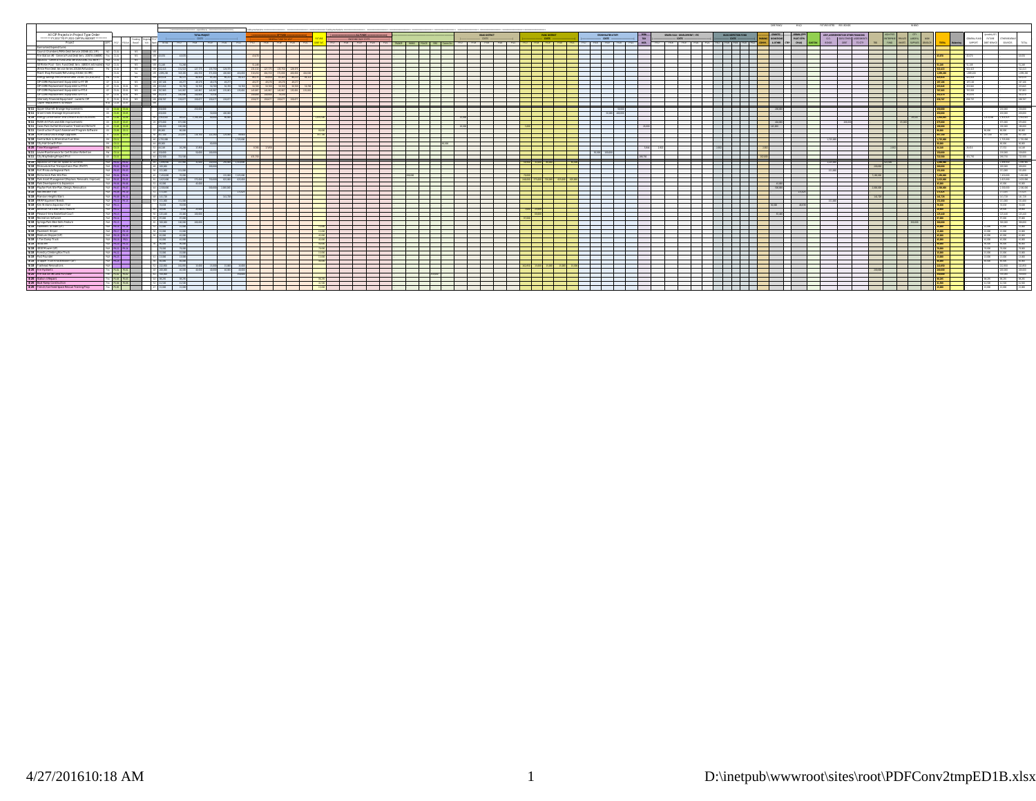All CIP Projects in Project Type Order

\*\*\*\*\*\*\* FY 2017 TO FY 2021 CAPITAL BUDGET \*\*\*\*\*\*\*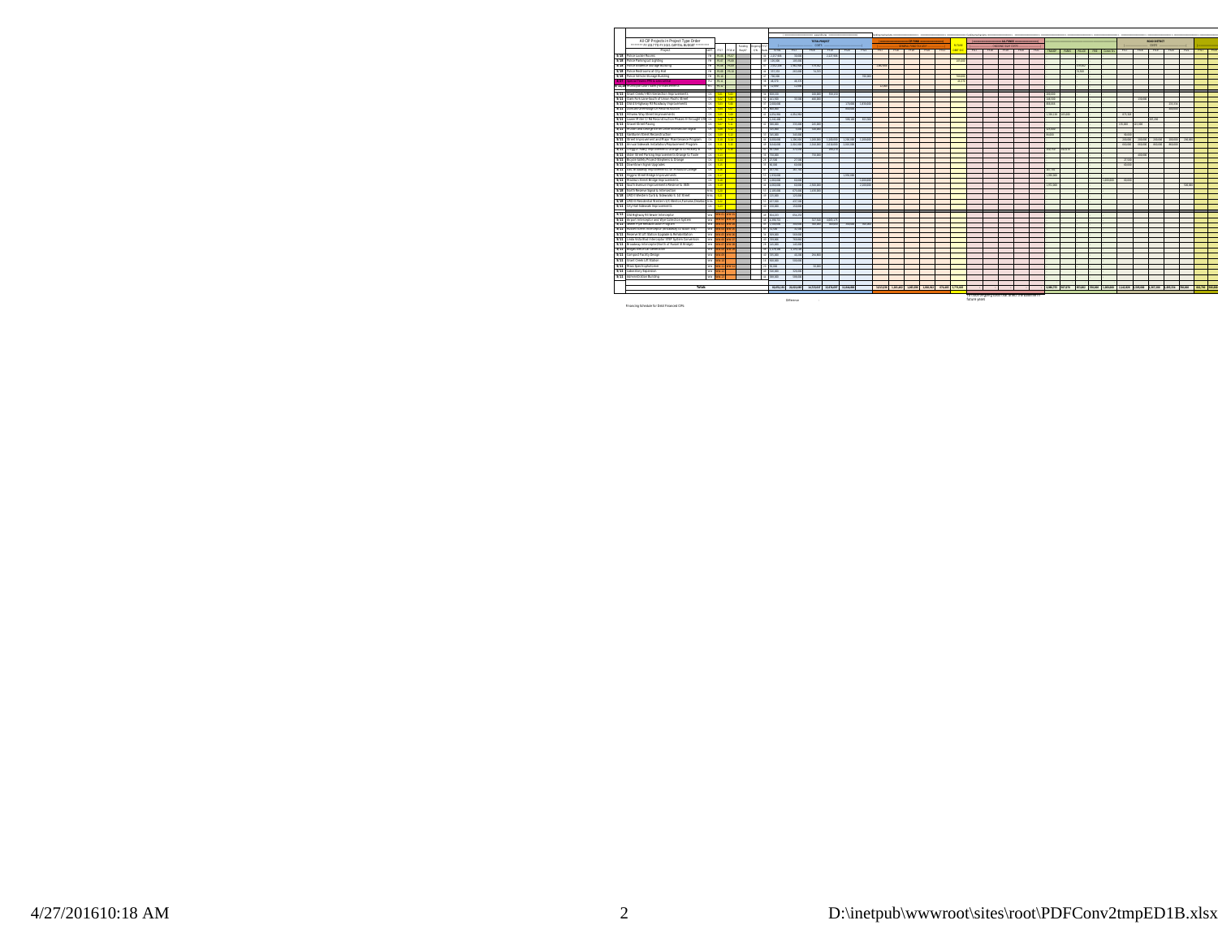All CIP Projects in Project Type Order

Totals

Difference

Financing Schedule for Debt Financed CIPs